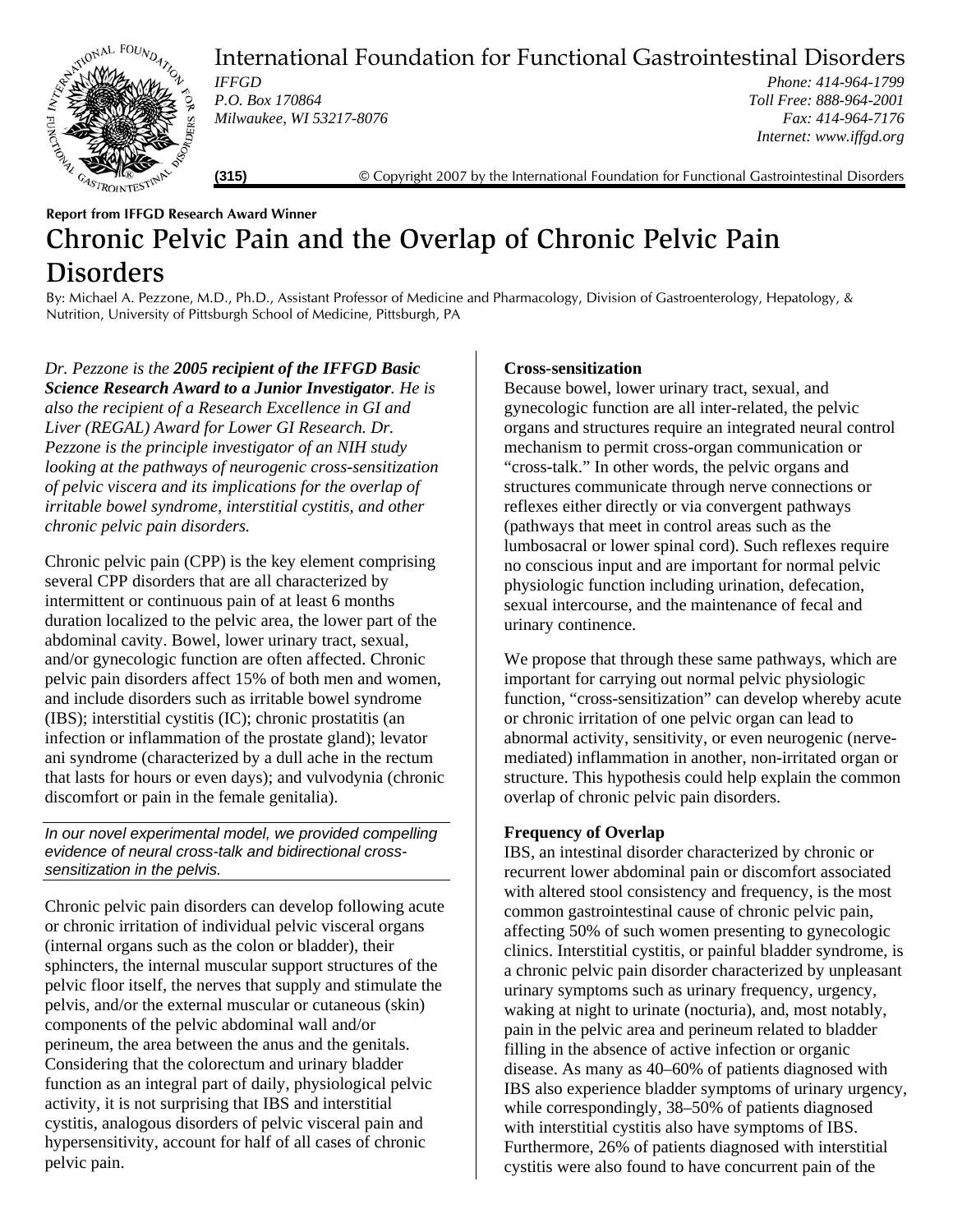# International Foundation for Functional Gastrointestinal Disorders

*IFFGD*
*P.O. Box 170864*
*Milwaukee, WI 53217-8076*

*Phone: 414-964-1799*
*Toll Free: 888-964-2001*
*Fax: 414-964-7176*
*Internet: www.iffgd.org*

**(315)** © Copyright 2007 by the International Foundation for Functional Gastrointestinal Disorders

**Report from IFFGD Research Award Winner**

## Chronic Pelvic Pain and the Overlap of Chronic Pelvic Pain Disorders

By: Michael A. Pezzone, M.D., Ph.D., Assistant Professor of Medicine and Pharmacology, Division of Gastroenterology, Hepatology, & Nutrition, University of Pittsburgh School of Medicine, Pittsburgh, PA

*Dr. Pezzone is the **2005 recipient of the IFFGD Basic Science Research Award to a Junior Investigator**. He is also the recipient of a Research Excellence in GI and Liver (REGAL) Award for Lower GI Research. Dr. Pezzone is the principle investigator of an NIH study looking at the pathways of neurogenic cross-sensitization of pelvic viscera and its implications for the overlap of irritable bowel syndrome, interstitial cystitis, and other chronic pelvic pain disorders.*

Chronic pelvic pain (CPP) is the key element comprising several CPP disorders that are all characterized by intermittent or continuous pain of at least 6 months duration localized to the pelvic area, the lower part of the abdominal cavity. Bowel, lower urinary tract, sexual, and/or gynecologic function are often affected. Chronic pelvic pain disorders affect 15% of both men and women, and include disorders such as irritable bowel syndrome (IBS); interstitial cystitis (IC); chronic prostatitis (an infection or inflammation of the prostate gland); levator ani syndrome (characterized by a dull ache in the rectum that lasts for hours or even days); and vulvodynia (chronic discomfort or pain in the female genitalia).

*In our novel experimental model, we provided compelling evidence of neural cross-talk and bidirectional cross-sensitization in the pelvis.*

Chronic pelvic pain disorders can develop following acute or chronic irritation of individual pelvic visceral organs (internal organs such as the colon or bladder), their sphincters, the internal muscular support structures of the pelvic floor itself, the nerves that supply and stimulate the pelvis, and/or the external muscular or cutaneous (skin) components of the pelvic abdominal wall and/or perineum, the area between the anus and the genitals. Considering that the colorectum and urinary bladder function as an integral part of daily, physiological pelvic activity, it is not surprising that IBS and interstitial cystitis, analogous disorders of pelvic visceral pain and hypersensitivity, account for half of all cases of chronic pelvic pain.

### Cross-sensitization

Because bowel, lower urinary tract, sexual, and gynecologic function are all inter-related, the pelvic organs and structures require an integrated neural control mechanism to permit cross-organ communication or "cross-talk." In other words, the pelvic organs and structures communicate through nerve connections or reflexes either directly or via convergent pathways (pathways that meet in control areas such as the lumbosacral or lower spinal cord). Such reflexes require no conscious input and are important for normal pelvic physiologic function including urination, defecation, sexual intercourse, and the maintenance of fecal and urinary continence.

We propose that through these same pathways, which are important for carrying out normal pelvic physiologic function, "cross-sensitization" can develop whereby acute or chronic irritation of one pelvic organ can lead to abnormal activity, sensitivity, or even neurogenic (nerve-mediated) inflammation in another, non-irritated organ or structure. This hypothesis could help explain the common overlap of chronic pelvic pain disorders.

### Frequency of Overlap

IBS, an intestinal disorder characterized by chronic or recurrent lower abdominal pain or discomfort associated with altered stool consistency and frequency, is the most common gastrointestinal cause of chronic pelvic pain, affecting 50% of such women presenting to gynecologic clinics. Interstitial cystitis, or painful bladder syndrome, is a chronic pelvic pain disorder characterized by unpleasant urinary symptoms such as urinary frequency, urgency, waking at night to urinate (nocturia), and, most notably, pain in the pelvic area and perineum related to bladder filling in the absence of active infection or organic disease. As many as 40–60% of patients diagnosed with IBS also experience bladder symptoms of urinary urgency, while correspondingly, 38–50% of patients diagnosed with interstitial cystitis also have symptoms of IBS. Furthermore, 26% of patients diagnosed with interstitial cystitis were also found to have concurrent pain of the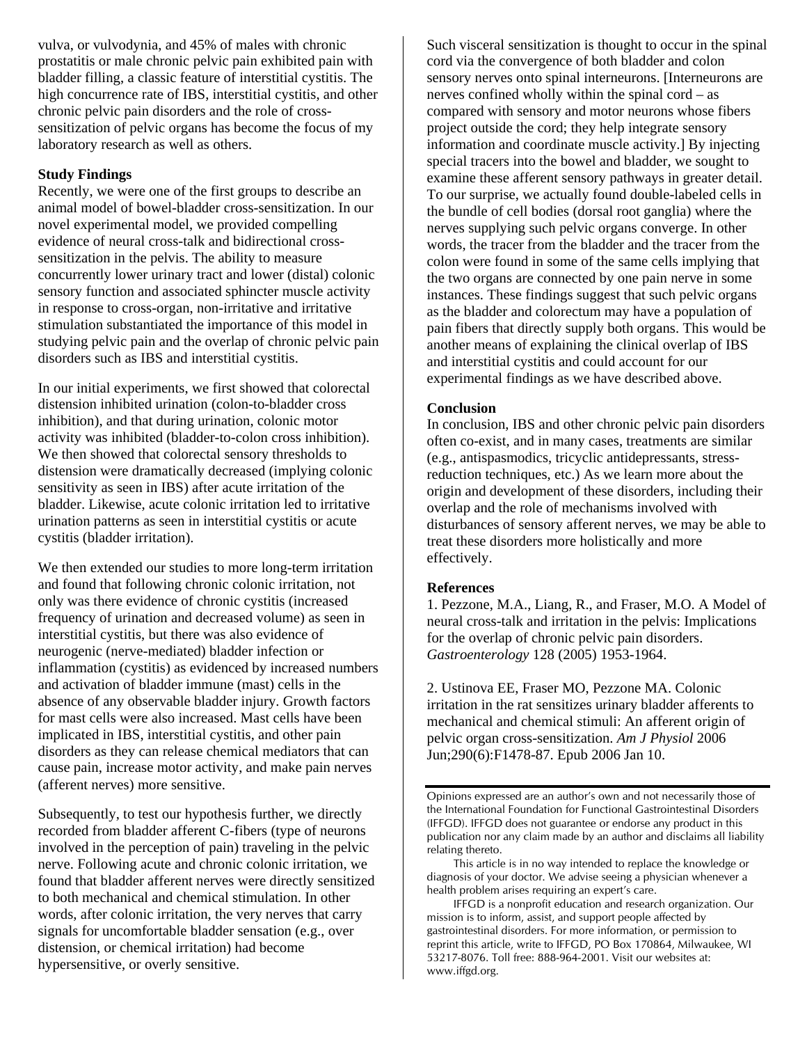vulva, or vulvodynia, and 45% of males with chronic prostatitis or male chronic pelvic pain exhibited pain with bladder filling, a classic feature of interstitial cystitis. The high concurrence rate of IBS, interstitial cystitis, and other chronic pelvic pain disorders and the role of cross-sensitization of pelvic organs has become the focus of my laboratory research as well as others.

**Study Findings**

Recently, we were one of the first groups to describe an animal model of bowel-bladder cross-sensitization. In our novel experimental model, we provided compelling evidence of neural cross-talk and bidirectional cross-sensitization in the pelvis. The ability to measure concurrently lower urinary tract and lower (distal) colonic sensory function and associated sphincter muscle activity in response to cross-organ, non-irritative and irritative stimulation substantiated the importance of this model in studying pelvic pain and the overlap of chronic pelvic pain disorders such as IBS and interstitial cystitis.

In our initial experiments, we first showed that colorectal distension inhibited urination (colon-to-bladder cross inhibition), and that during urination, colonic motor activity was inhibited (bladder-to-colon cross inhibition). We then showed that colorectal sensory thresholds to distension were dramatically decreased (implying colonic sensitivity as seen in IBS) after acute irritation of the bladder. Likewise, acute colonic irritation led to irritative urination patterns as seen in interstitial cystitis or acute cystitis (bladder irritation).

We then extended our studies to more long-term irritation and found that following chronic colonic irritation, not only was there evidence of chronic cystitis (increased frequency of urination and decreased volume) as seen in interstitial cystitis, but there was also evidence of neurogenic (nerve-mediated) bladder infection or inflammation (cystitis) as evidenced by increased numbers and activation of bladder immune (mast) cells in the absence of any observable bladder injury. Growth factors for mast cells were also increased. Mast cells have been implicated in IBS, interstitial cystitis, and other pain disorders as they can release chemical mediators that can cause pain, increase motor activity, and make pain nerves (afferent nerves) more sensitive.

Subsequently, to test our hypothesis further, we directly recorded from bladder afferent C-fibers (type of neurons involved in the perception of pain) traveling in the pelvic nerve. Following acute and chronic colonic irritation, we found that bladder afferent nerves were directly sensitized to both mechanical and chemical stimulation. In other words, after colonic irritation, the very nerves that carry signals for uncomfortable bladder sensation (e.g., over distension, or chemical irritation) had become hypersensitive, or overly sensitive.

Such visceral sensitization is thought to occur in the spinal cord via the convergence of both bladder and colon sensory nerves onto spinal interneurons. [Interneurons are nerves confined wholly within the spinal cord – as compared with sensory and motor neurons whose fibers project outside the cord; they help integrate sensory information and coordinate muscle activity.] By injecting special tracers into the bowel and bladder, we sought to examine these afferent sensory pathways in greater detail. To our surprise, we actually found double-labeled cells in the bundle of cell bodies (dorsal root ganglia) where the nerves supplying such pelvic organs converge. In other words, the tracer from the bladder and the tracer from the colon were found in some of the same cells implying that the two organs are connected by one pain nerve in some instances. These findings suggest that such pelvic organs as the bladder and colorectum may have a population of pain fibers that directly supply both organs. This would be another means of explaining the clinical overlap of IBS and interstitial cystitis and could account for our experimental findings as we have described above.

**Conclusion**

In conclusion, IBS and other chronic pelvic pain disorders often co-exist, and in many cases, treatments are similar (e.g., antispasmodics, tricyclic antidepressants, stress-reduction techniques, etc.) As we learn more about the origin and development of these disorders, including their overlap and the role of mechanisms involved with disturbances of sensory afferent nerves, we may be able to treat these disorders more holistically and more effectively.

**References**

1. Pezzone, M.A., Liang, R., and Fraser, M.O. A Model of neural cross-talk and irritation in the pelvis: Implications for the overlap of chronic pelvic pain disorders. *Gastroenterology* 128 (2005) 1953-1964.

2. Ustinova EE, Fraser MO, Pezzone MA. Colonic irritation in the rat sensitizes urinary bladder afferents to mechanical and chemical stimuli: An afferent origin of pelvic organ cross-sensitization. *Am J Physiol* 2006 Jun;290(6):F1478-87. Epub 2006 Jan 10.

---

Opinions expressed are an author's own and not necessarily those of the International Foundation for Functional Gastrointestinal Disorders (IFFGD). IFFGD does not guarantee or endorse any product in this publication nor any claim made by an author and disclaims all liability relating thereto.

This article is in no way intended to replace the knowledge or diagnosis of your doctor. We advise seeing a physician whenever a health problem arises requiring an expert's care.

IFFGD is a nonprofit education and research organization. Our mission is to inform, assist, and support people affected by gastrointestinal disorders. For more information, or permission to reprint this article, write to IFFGD, PO Box 170864, Milwaukee, WI 53217-8076. Toll free: 888-964-2001. Visit our websites at: www.iffgd.org.